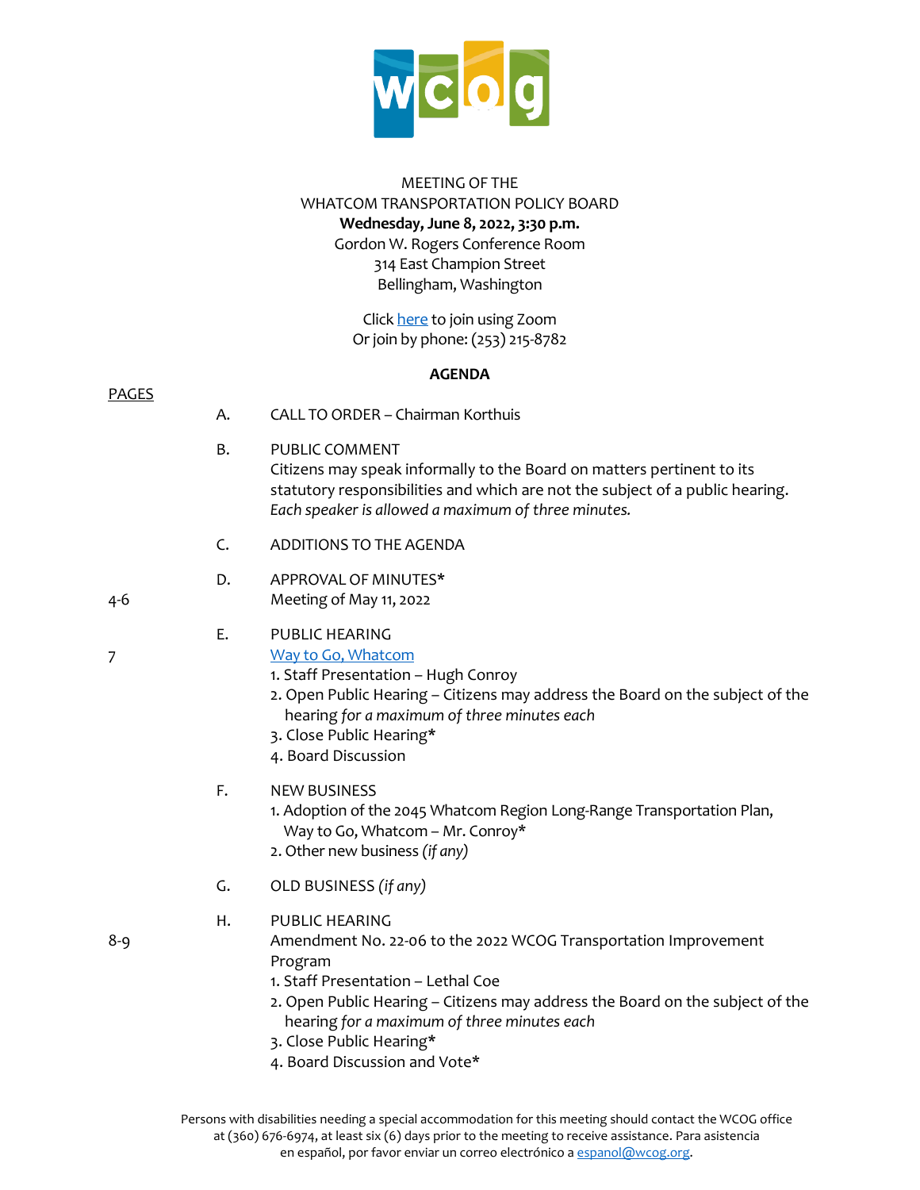MEETING OF THE
WHATCOM TRANSPORTATION POLICY BOARD
**Wednesday, June 8, 2022, 3:30 p.m.**
Gordon W. Rogers Conference Room
314 East Champion Street
Bellingham, Washington

Click here to join using Zoom
Or join by phone: (253) 215-8782

**AGENDA**

PAGES

A. CALL TO ORDER – Chairman Korthuis

B. PUBLIC COMMENT
Citizens may speak informally to the Board on matters pertinent to its statutory responsibilities and which are not the subject of a public hearing. *Each speaker is allowed a maximum of three minutes.*

C. ADDITIONS TO THE AGENDA

D. APPROVAL OF MINUTES*
4-6 Meeting of May 11, 2022

E. PUBLIC HEARING
7 Way to Go, Whatcom
1. Staff Presentation – Hugh Conroy
2. Open Public Hearing – Citizens may address the Board on the subject of the hearing *for a maximum of three minutes each*
3. Close Public Hearing*
4. Board Discussion

F. NEW BUSINESS
1. Adoption of the 2045 Whatcom Region Long-Range Transportation Plan, Way to Go, Whatcom – Mr. Conroy*
2. Other new business *(if any)*

G. OLD BUSINESS *(if any)*

H. PUBLIC HEARING
8-9 Amendment No. 22-06 to the 2022 WCOG Transportation Improvement Program
1. Staff Presentation – Lethal Coe
2. Open Public Hearing – Citizens may address the Board on the subject of the hearing *for a maximum of three minutes each*
3. Close Public Hearing*
4. Board Discussion and Vote*

Persons with disabilities needing a special accommodation for this meeting should contact the WCOG office at (360) 676-6974, at least six (6) days prior to the meeting to receive assistance. Para asistencia en español, por favor enviar un correo electrónico a espanol@wcog.org.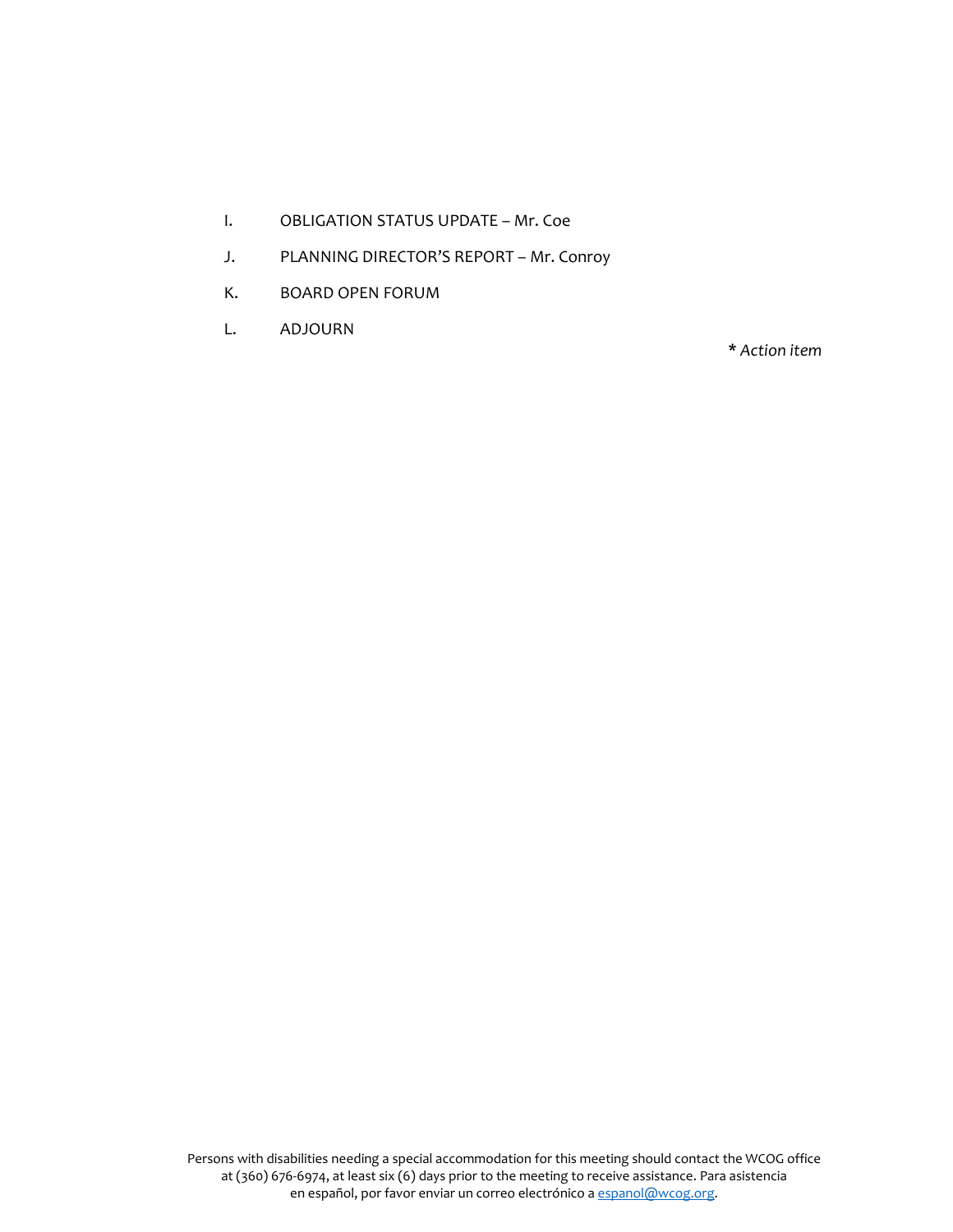I. OBLIGATION STATUS UPDATE – Mr. Coe

J. PLANNING DIRECTOR'S REPORT – Mr. Conroy

K. BOARD OPEN FORUM

L. ADJOURN

**\*** *Action item*

Persons with disabilities needing a special accommodation for this meeting should contact the WCOG office at (360) 676-6974, at least six (6) days prior to the meeting to receive assistance. Para asistencia en español, por favor enviar un correo electrónico a espanol@wcog.org.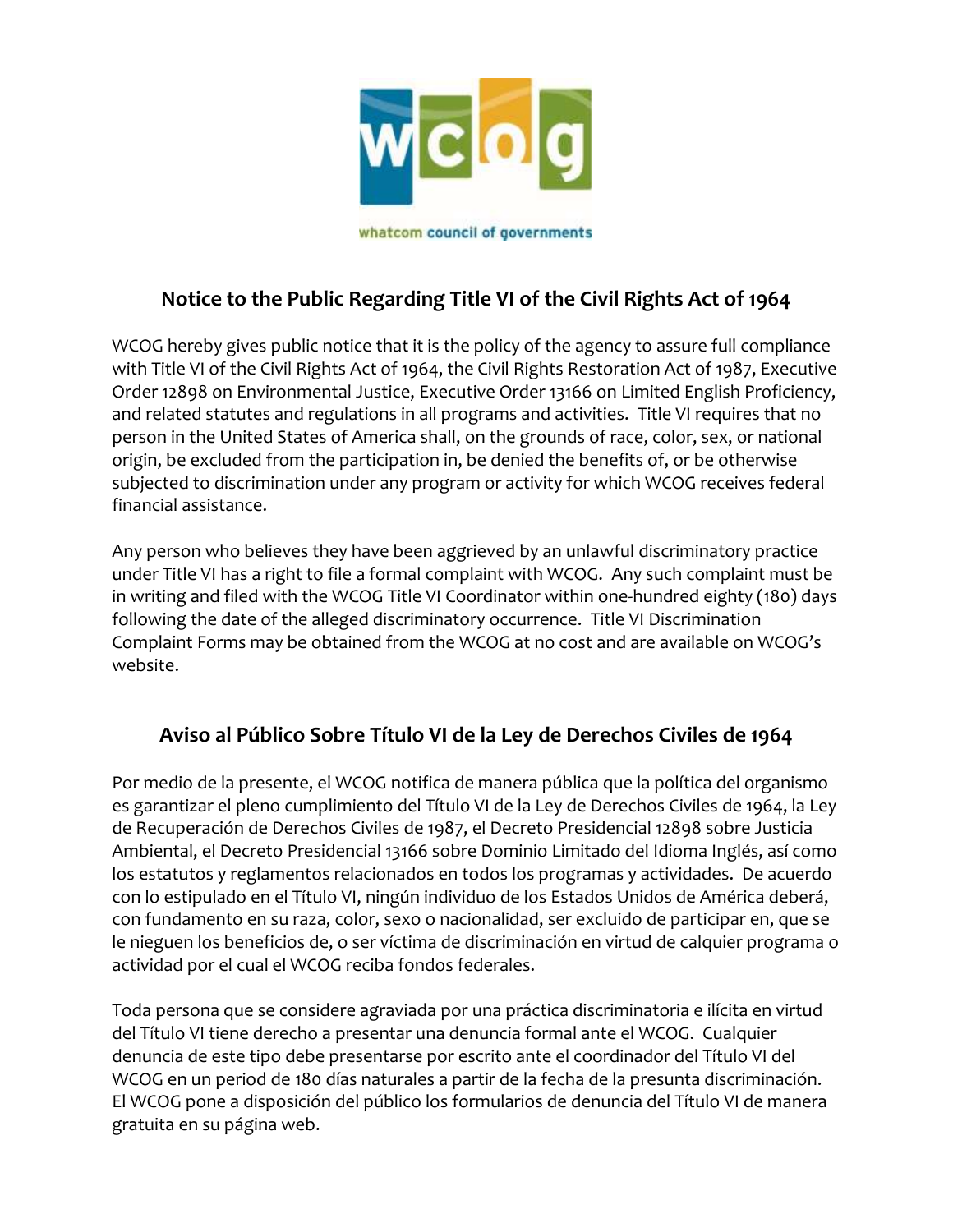whatcom council of governments

## Notice to the Public Regarding Title VI of the Civil Rights Act of 1964

WCOG hereby gives public notice that it is the policy of the agency to assure full compliance with Title VI of the Civil Rights Act of 1964, the Civil Rights Restoration Act of 1987, Executive Order 12898 on Environmental Justice, Executive Order 13166 on Limited English Proficiency, and related statutes and regulations in all programs and activities. Title VI requires that no person in the United States of America shall, on the grounds of race, color, sex, or national origin, be excluded from the participation in, be denied the benefits of, or be otherwise subjected to discrimination under any program or activity for which WCOG receives federal financial assistance.

Any person who believes they have been aggrieved by an unlawful discriminatory practice under Title VI has a right to file a formal complaint with WCOG. Any such complaint must be in writing and filed with the WCOG Title VI Coordinator within one-hundred eighty (180) days following the date of the alleged discriminatory occurrence. Title VI Discrimination Complaint Forms may be obtained from the WCOG at no cost and are available on WCOG's website.

## Aviso al Público Sobre Título VI de la Ley de Derechos Civiles de 1964

Por medio de la presente, el WCOG notifica de manera pública que la política del organismo es garantizar el pleno cumplimiento del Título VI de la Ley de Derechos Civiles de 1964, la Ley de Recuperación de Derechos Civiles de 1987, el Decreto Presidencial 12898 sobre Justicia Ambiental, el Decreto Presidencial 13166 sobre Dominio Limitado del Idioma Inglés, así como los estatutos y reglamentos relacionados en todos los programas y actividades. De acuerdo con lo estipulado en el Título VI, ningún individuo de los Estados Unidos de América deberá, con fundamento en su raza, color, sexo o nacionalidad, ser excluido de participar en, que se le nieguen los beneficios de, o ser víctima de discriminación en virtud de calquier programa o actividad por el cual el WCOG reciba fondos federales.

Toda persona que se considere agraviada por una práctica discriminatoria e ilícita en virtud del Título VI tiene derecho a presentar una denuncia formal ante el WCOG. Cualquier denuncia de este tipo debe presentarse por escrito ante el coordinador del Título VI del WCOG en un period de 180 días naturales a partir de la fecha de la presunta discriminación. El WCOG pone a disposición del público los formularios de denuncia del Título VI de manera gratuita en su página web.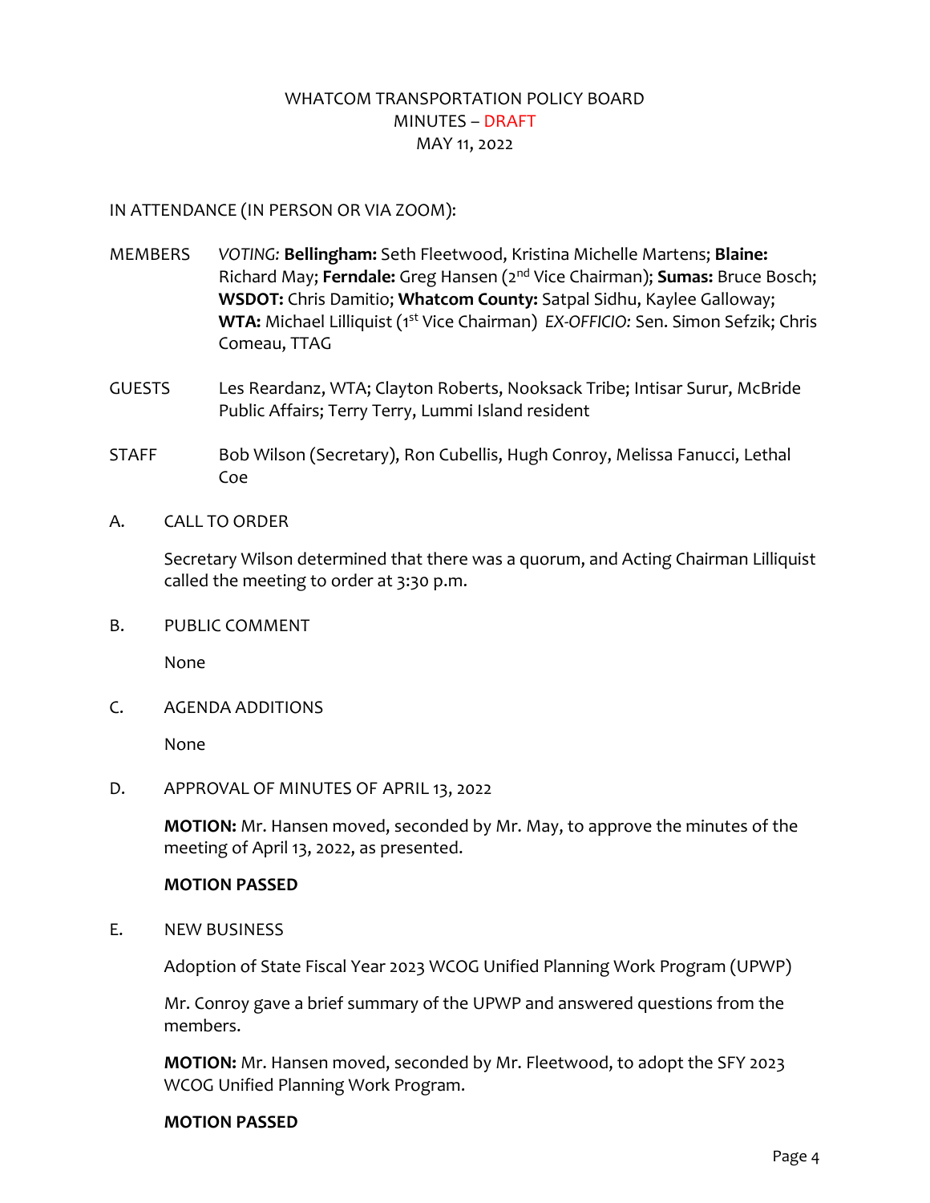# WHATCOM TRANSPORTATION POLICY BOARD
## MINUTES – DRAFT
## MAY 11, 2022

IN ATTENDANCE (IN PERSON OR VIA ZOOM):

MEMBERS *VOTING:* **Bellingham:** Seth Fleetwood, Kristina Michelle Martens; **Blaine:** Richard May; **Ferndale:** Greg Hansen (2nd Vice Chairman); **Sumas:** Bruce Bosch; **WSDOT:** Chris Damitio; **Whatcom County:** Satpal Sidhu, Kaylee Galloway; **WTA:** Michael Lilliquist (1st Vice Chairman) *EX-OFFICIO:* Sen. Simon Sefzik; Chris Comeau, TTAG

GUESTS Les Reardanz, WTA; Clayton Roberts, Nooksack Tribe; Intisar Surur, McBride Public Affairs; Terry Terry, Lummi Island resident

STAFF Bob Wilson (Secretary), Ron Cubellis, Hugh Conroy, Melissa Fanucci, Lethal Coe

A. CALL TO ORDER

Secretary Wilson determined that there was a quorum, and Acting Chairman Lilliquist called the meeting to order at 3:30 p.m.

B. PUBLIC COMMENT

None

C. AGENDA ADDITIONS

None

D. APPROVAL OF MINUTES OF APRIL 13, 2022

**MOTION:** Mr. Hansen moved, seconded by Mr. May, to approve the minutes of the meeting of April 13, 2022, as presented.

**MOTION PASSED**

E. NEW BUSINESS

Adoption of State Fiscal Year 2023 WCOG Unified Planning Work Program (UPWP)

Mr. Conroy gave a brief summary of the UPWP and answered questions from the members.

**MOTION:** Mr. Hansen moved, seconded by Mr. Fleetwood, to adopt the SFY 2023 WCOG Unified Planning Work Program.

**MOTION PASSED**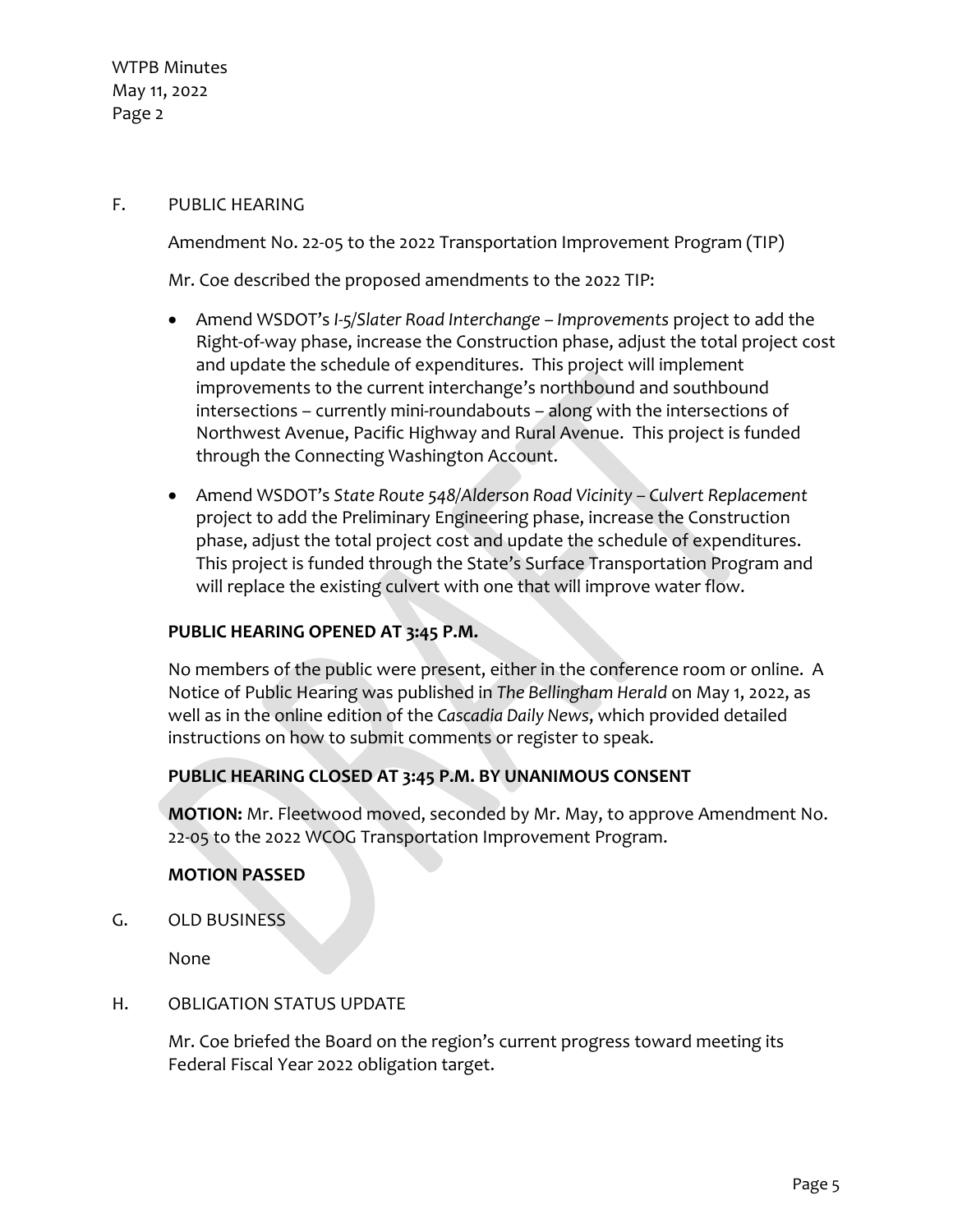F. PUBLIC HEARING

Amendment No. 22-05 to the 2022 Transportation Improvement Program (TIP)

Mr. Coe described the proposed amendments to the 2022 TIP:

- Amend WSDOT's *I-5/Slater Road Interchange – Improvements* project to add the Right-of-way phase, increase the Construction phase, adjust the total project cost and update the schedule of expenditures. This project will implement improvements to the current interchange's northbound and southbound intersections – currently mini-roundabouts – along with the intersections of Northwest Avenue, Pacific Highway and Rural Avenue. This project is funded through the Connecting Washington Account.
- Amend WSDOT's *State Route 548/Alderson Road Vicinity – Culvert Replacement* project to add the Preliminary Engineering phase, increase the Construction phase, adjust the total project cost and update the schedule of expenditures. This project is funded through the State's Surface Transportation Program and will replace the existing culvert with one that will improve water flow.

**PUBLIC HEARING OPENED AT 3:45 P.M.**

No members of the public were present, either in the conference room or online. A Notice of Public Hearing was published in *The Bellingham Herald* on May 1, 2022, as well as in the online edition of the *Cascadia Daily News*, which provided detailed instructions on how to submit comments or register to speak.

**PUBLIC HEARING CLOSED AT 3:45 P.M. BY UNANIMOUS CONSENT**

**MOTION:** Mr. Fleetwood moved, seconded by Mr. May, to approve Amendment No. 22-05 to the 2022 WCOG Transportation Improvement Program.

**MOTION PASSED**

G. OLD BUSINESS

None

H. OBLIGATION STATUS UPDATE

Mr. Coe briefed the Board on the region's current progress toward meeting its Federal Fiscal Year 2022 obligation target.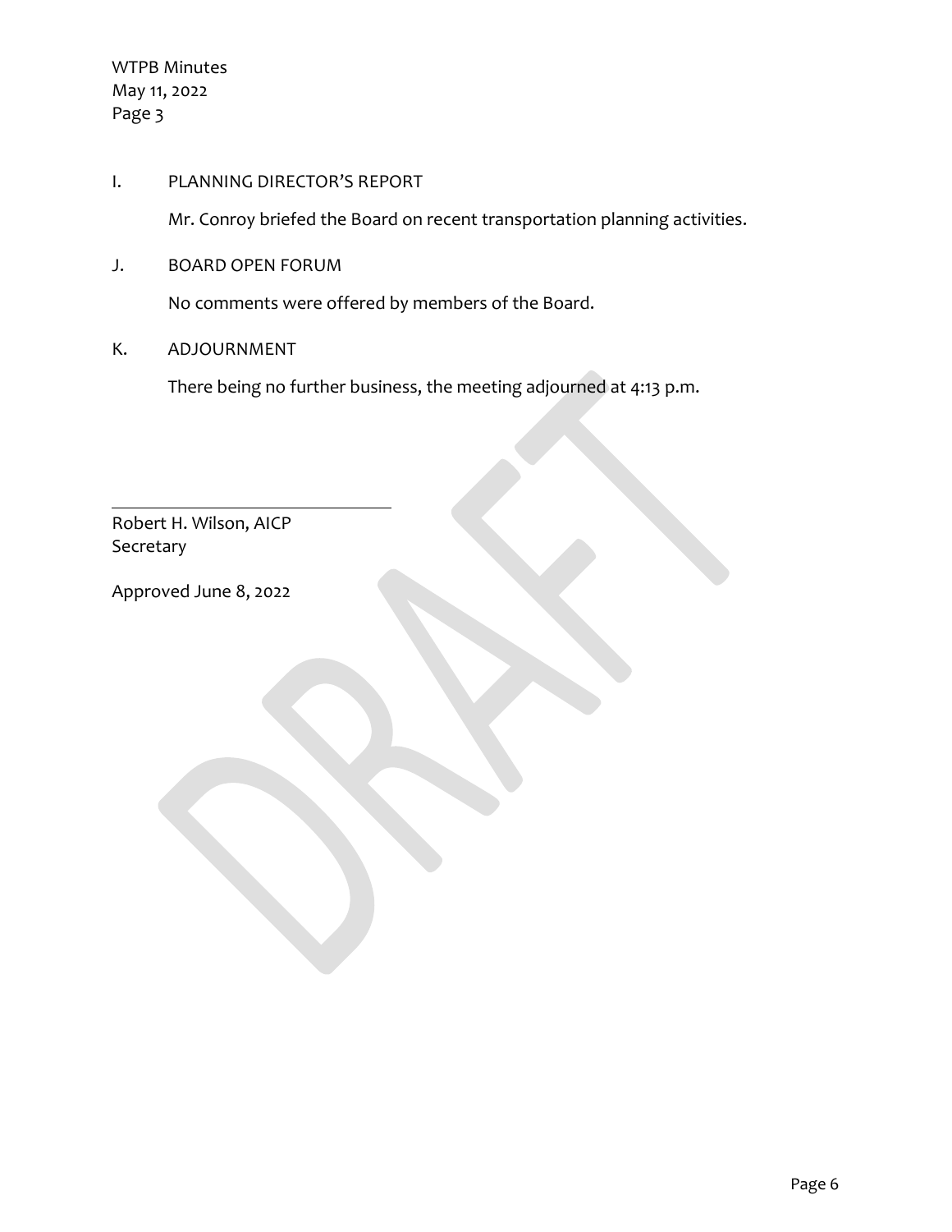I. PLANNING DIRECTOR'S REPORT

Mr. Conroy briefed the Board on recent transportation planning activities.

J. BOARD OPEN FORUM

No comments were offered by members of the Board.

K. ADJOURNMENT

There being no further business, the meeting adjourned at 4:13 p.m.

\_\_\_\_\_\_\_\_\_\_\_\_\_\_\_\_\_\_\_\_\_\_\_\_\_\_\_\_\_\_

Robert H. Wilson, AICP
Secretary

Approved June 8, 2022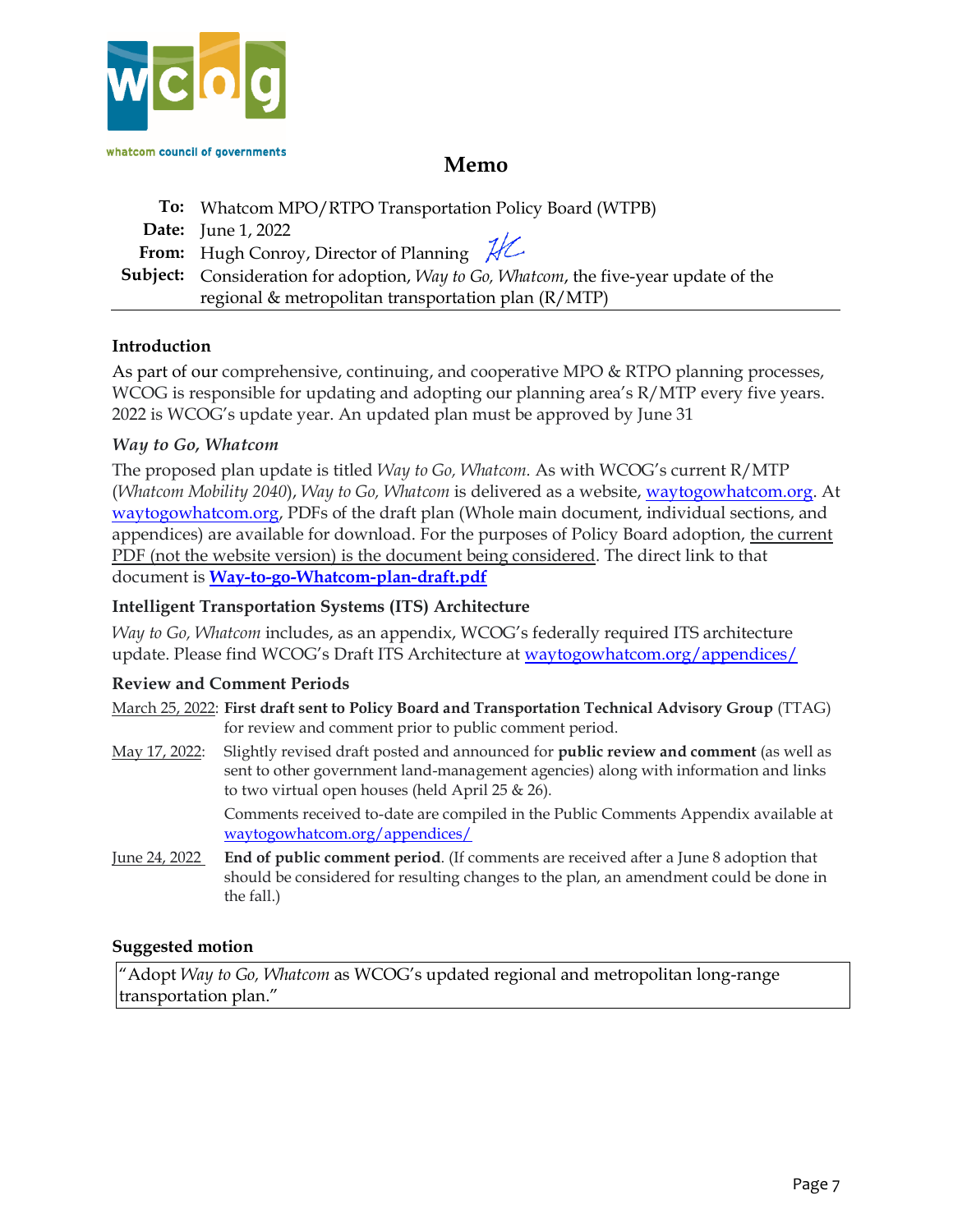whatcom council of governments

# Memo

**To:** Whatcom MPO/RTPO Transportation Policy Board (WTPB)
**Date:** June 1, 2022
**From:** Hugh Conroy, Director of Planning
**Subject:** Consideration for adoption, *Way to Go, Whatcom*, the five-year update of the regional & metropolitan transportation plan (R/MTP)

## Introduction

As part of our comprehensive, continuing, and cooperative MPO & RTPO planning processes, WCOG is responsible for updating and adopting our planning area's R/MTP every five years. 2022 is WCOG's update year. An updated plan must be approved by June 31

### *Way to Go, Whatcom*

The proposed plan update is titled *Way to Go, Whatcom.* As with WCOG's current R/MTP (*Whatcom Mobility 2040*), *Way to Go, Whatcom* is delivered as a website, waytogowhatcom.org. At waytogowhatcom.org, PDFs of the draft plan (Whole main document, individual sections, and appendices) are available for download. For the purposes of Policy Board adoption, the current PDF (not the website version) is the document being considered. The direct link to that document is **Way-to-go-Whatcom-plan-draft.pdf**

### Intelligent Transportation Systems (ITS) Architecture

*Way to Go, Whatcom* includes, as an appendix, WCOG's federally required ITS architecture update. Please find WCOG's Draft ITS Architecture at waytogowhatcom.org/appendices/

### Review and Comment Periods

March 25, 2022: **First draft sent to Policy Board and Transportation Technical Advisory Group** (TTAG) for review and comment prior to public comment period.

May 17, 2022: Slightly revised draft posted and announced for **public review and comment** (as well as sent to other government land-management agencies) along with information and links to two virtual open houses (held April 25 & 26).

Comments received to-date are compiled in the Public Comments Appendix available at waytogowhatcom.org/appendices/

June 24, 2022 **End of public comment period**. (If comments are received after a June 8 adoption that should be considered for resulting changes to the plan, an amendment could be done in the fall.)

### Suggested motion

"Adopt *Way to Go, Whatcom* as WCOG's updated regional and metropolitan long-range transportation plan."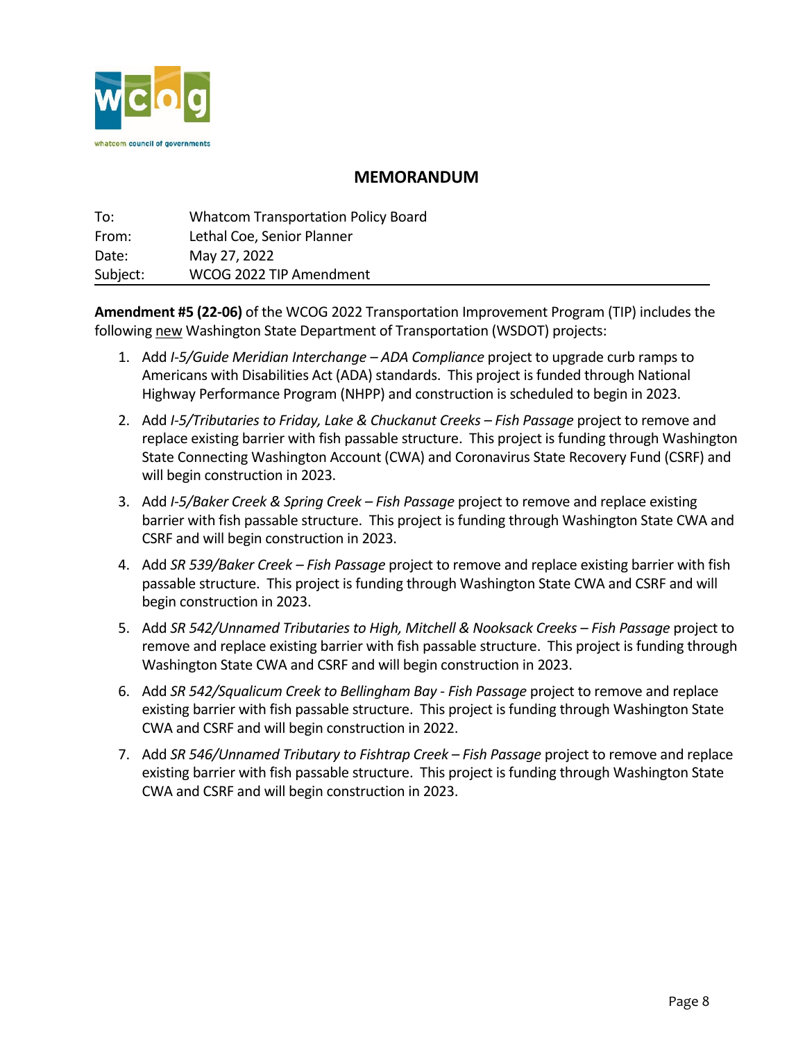whatcom council of governments

## MEMORANDUM

To: Whatcom Transportation Policy Board
From: Lethal Coe, Senior Planner
Date: May 27, 2022
Subject: WCOG 2022 TIP Amendment

**Amendment #5 (22-06)** of the WCOG 2022 Transportation Improvement Program (TIP) includes the following new Washington State Department of Transportation (WSDOT) projects:

1. Add *I-5/Guide Meridian Interchange – ADA Compliance* project to upgrade curb ramps to Americans with Disabilities Act (ADA) standards. This project is funded through National Highway Performance Program (NHPP) and construction is scheduled to begin in 2023.
2. Add *I-5/Tributaries to Friday, Lake & Chuckanut Creeks – Fish Passage* project to remove and replace existing barrier with fish passable structure. This project is funding through Washington State Connecting Washington Account (CWA) and Coronavirus State Recovery Fund (CSRF) and will begin construction in 2023.
3. Add *I-5/Baker Creek & Spring Creek – Fish Passage* project to remove and replace existing barrier with fish passable structure. This project is funding through Washington State CWA and CSRF and will begin construction in 2023.
4. Add *SR 539/Baker Creek – Fish Passage* project to remove and replace existing barrier with fish passable structure. This project is funding through Washington State CWA and CSRF and will begin construction in 2023.
5. Add *SR 542/Unnamed Tributaries to High, Mitchell & Nooksack Creeks – Fish Passage* project to remove and replace existing barrier with fish passable structure. This project is funding through Washington State CWA and CSRF and will begin construction in 2023.
6. Add *SR 542/Squalicum Creek to Bellingham Bay - Fish Passage* project to remove and replace existing barrier with fish passable structure. This project is funding through Washington State CWA and CSRF and will begin construction in 2022.
7. Add *SR 546/Unnamed Tributary to Fishtrap Creek – Fish Passage* project to remove and replace existing barrier with fish passable structure. This project is funding through Washington State CWA and CSRF and will begin construction in 2023.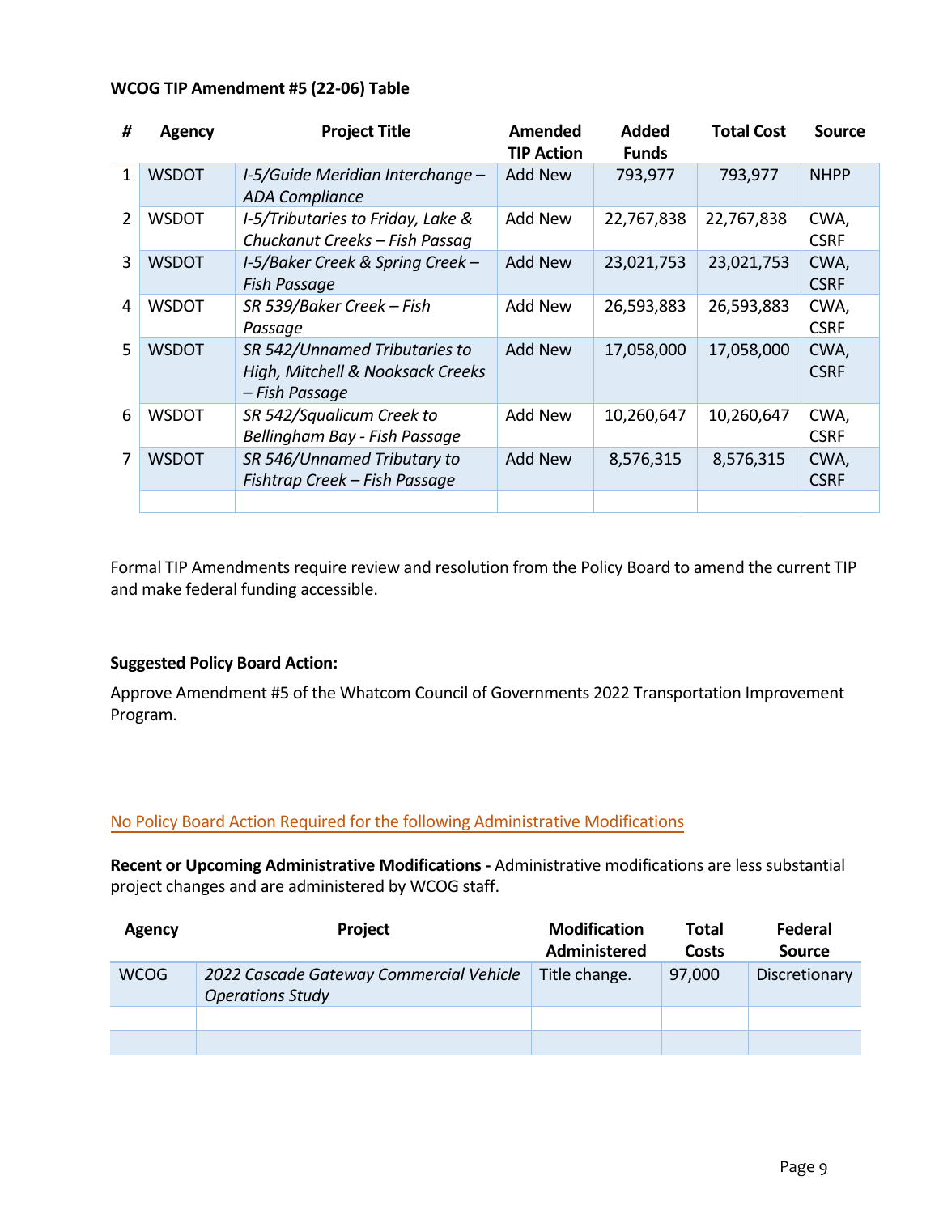**WCOG TIP Amendment #5 (22-06) Table**

| # | Agency | Project Title | Amended TIP Action | Added Funds | Total Cost | Source |
|---|---|---|---|---|---|---|
| 1 | WSDOT | *I-5/Guide Meridian Interchange – ADA Compliance* | Add New | 793,977 | 793,977 | NHPP |
| 2 | WSDOT | *I-5/Tributaries to Friday, Lake & Chuckanut Creeks – Fish Passag* | Add New | 22,767,838 | 22,767,838 | CWA, CSRF |
| 3 | WSDOT | *I-5/Baker Creek & Spring Creek – Fish Passage* | Add New | 23,021,753 | 23,021,753 | CWA, CSRF |
| 4 | WSDOT | *SR 539/Baker Creek – Fish Passage* | Add New | 26,593,883 | 26,593,883 | CWA, CSRF |
| 5 | WSDOT | *SR 542/Unnamed Tributaries to High, Mitchell & Nooksack Creeks – Fish Passage* | Add New | 17,058,000 | 17,058,000 | CWA, CSRF |
| 6 | WSDOT | *SR 542/Squalicum Creek to Bellingham Bay - Fish Passage* | Add New | 10,260,647 | 10,260,647 | CWA, CSRF |
| 7 | WSDOT | *SR 546/Unnamed Tributary to Fishtrap Creek – Fish Passage* | Add New | 8,576,315 | 8,576,315 | CWA, CSRF |
| | | | | | | |

Formal TIP Amendments require review and resolution from the Policy Board to amend the current TIP and make federal funding accessible.

**Suggested Policy Board Action:**

Approve Amendment #5 of the Whatcom Council of Governments 2022 Transportation Improvement Program.

No Policy Board Action Required for the following Administrative Modifications

**Recent or Upcoming Administrative Modifications -** Administrative modifications are less substantial project changes and are administered by WCOG staff.

| Agency | Project | Modification Administered | Total Costs | Federal Source |
|---|---|---|---|---|
| WCOG | *2022 Cascade Gateway Commercial Vehicle Operations Study* | Title change. | 97,000 | Discretionary |
| | | | | |
| | | | | |